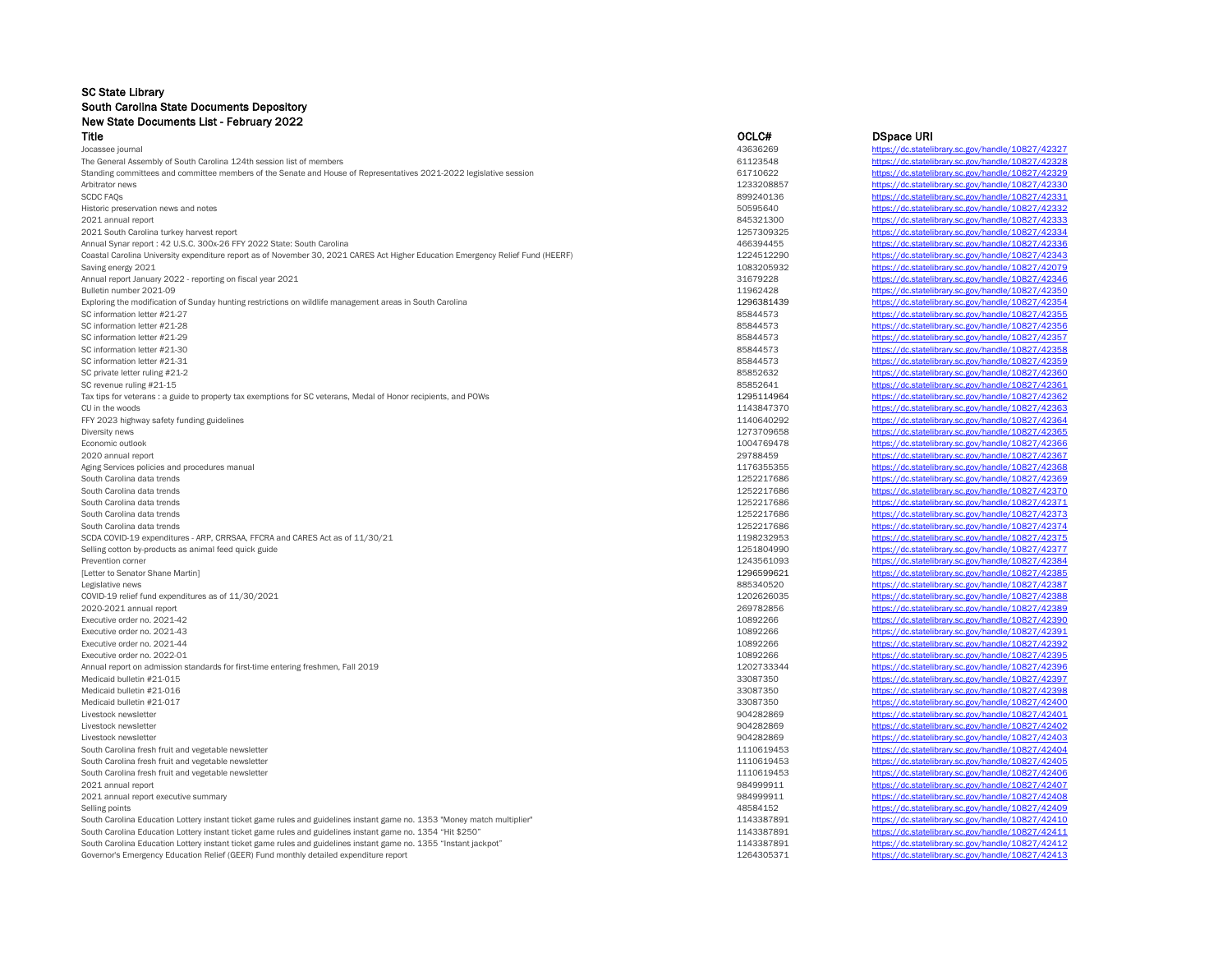# SC State Library
## South Carolina State Documents Depository
### New State Documents List - February 2022

| Title | OCLC# | DSpace URI |
|---|---|---|
| Jocassee journal | 43636269 | https://dc.statelibrary.sc.gov/handle/10827/42327 |
| The General Assembly of South Carolina 124th session list of members | 61123548 | https://dc.statelibrary.sc.gov/handle/10827/42328 |
| Standing committees and committee members of the Senate and House of Representatives 2021-2022 legislative session | 61710622 | https://dc.statelibrary.sc.gov/handle/10827/42329 |
| Arbitrator news | 1233208857 | https://dc.statelibrary.sc.gov/handle/10827/42330 |
| SCDC FAQs | 899240136 | https://dc.statelibrary.sc.gov/handle/10827/42331 |
| Historic preservation news and notes | 50595640 | https://dc.statelibrary.sc.gov/handle/10827/42332 |
| 2021 annual report | 845321300 | https://dc.statelibrary.sc.gov/handle/10827/42333 |
| 2021 South Carolina turkey harvest report | 1257309325 | https://dc.statelibrary.sc.gov/handle/10827/42334 |
| Annual Synar report : 42 U.S.C. 300x-26 FFY 2022 State: South Carolina | 466394455 | https://dc.statelibrary.sc.gov/handle/10827/42336 |
| Coastal Carolina University expenditure report as of November 30, 2021 CARES Act Higher Education Emergency Relief Fund (HEERF) | 1224512290 | https://dc.statelibrary.sc.gov/handle/10827/42343 |
| Saving energy 2021 | 1083205932 | https://dc.statelibrary.sc.gov/handle/10827/42079 |
| Annual report January 2022 - reporting on fiscal year 2021 | 31679228 | https://dc.statelibrary.sc.gov/handle/10827/42346 |
| Bulletin number 2021-09 | 11962428 | https://dc.statelibrary.sc.gov/handle/10827/42350 |
| Exploring the modification of Sunday hunting restrictions on wildlife management areas in South Carolina | 1296381439 | https://dc.statelibrary.sc.gov/handle/10827/42354 |
| SC information letter #21-27 | 85844573 | https://dc.statelibrary.sc.gov/handle/10827/42355 |
| SC information letter #21-28 | 85844573 | https://dc.statelibrary.sc.gov/handle/10827/42356 |
| SC information letter #21-29 | 85844573 | https://dc.statelibrary.sc.gov/handle/10827/42357 |
| SC information letter #21-30 | 85844573 | https://dc.statelibrary.sc.gov/handle/10827/42358 |
| SC information letter #21-31 | 85844573 | https://dc.statelibrary.sc.gov/handle/10827/42359 |
| SC private letter ruling #21-2 | 85852632 | https://dc.statelibrary.sc.gov/handle/10827/42360 |
| SC revenue ruling #21-15 | 85852641 | https://dc.statelibrary.sc.gov/handle/10827/42361 |
| Tax tips for veterans : a guide to property tax exemptions for SC veterans, Medal of Honor recipients, and POWs | 1295114964 | https://dc.statelibrary.sc.gov/handle/10827/42362 |
| CU in the woods | 1143847370 | https://dc.statelibrary.sc.gov/handle/10827/42363 |
| FFY 2023 highway safety funding guidelines | 1140640292 | https://dc.statelibrary.sc.gov/handle/10827/42364 |
| Diversity news | 1273709658 | https://dc.statelibrary.sc.gov/handle/10827/42365 |
| Economic outlook | 1004769478 | https://dc.statelibrary.sc.gov/handle/10827/42366 |
| 2020 annual report | 29788459 | https://dc.statelibrary.sc.gov/handle/10827/42367 |
| Aging Services policies and procedures manual | 1176355355 | https://dc.statelibrary.sc.gov/handle/10827/42368 |
| South Carolina data trends | 1252217686 | https://dc.statelibrary.sc.gov/handle/10827/42369 |
| South Carolina data trends | 1252217686 | https://dc.statelibrary.sc.gov/handle/10827/42370 |
| South Carolina data trends | 1252217686 | https://dc.statelibrary.sc.gov/handle/10827/42371 |
| South Carolina data trends | 1252217686 | https://dc.statelibrary.sc.gov/handle/10827/42373 |
| South Carolina data trends | 1252217686 | https://dc.statelibrary.sc.gov/handle/10827/42374 |
| SCDA COVID-19 expenditures - ARP, CRRSAA, FFCRA and CARES Act as of 11/30/21 | 1198232953 | https://dc.statelibrary.sc.gov/handle/10827/42375 |
| Selling cotton by-products as animal feed quick guide | 1251804990 | https://dc.statelibrary.sc.gov/handle/10827/42377 |
| Prevention corner | 1243561093 | https://dc.statelibrary.sc.gov/handle/10827/42384 |
| [Letter to Senator Shane Martin] | 1296599621 | https://dc.statelibrary.sc.gov/handle/10827/42385 |
| Legislative news | 885340520 | https://dc.statelibrary.sc.gov/handle/10827/42387 |
| COVID-19 relief fund expenditures as of 11/30/2021 | 1202626035 | https://dc.statelibrary.sc.gov/handle/10827/42388 |
| 2020-2021 annual report | 269782856 | https://dc.statelibrary.sc.gov/handle/10827/42389 |
| Executive order no. 2021-42 | 10892266 | https://dc.statelibrary.sc.gov/handle/10827/42390 |
| Executive order no. 2021-43 | 10892266 | https://dc.statelibrary.sc.gov/handle/10827/42391 |
| Executive order no. 2021-44 | 10892266 | https://dc.statelibrary.sc.gov/handle/10827/42392 |
| Executive order no. 2022-01 | 10892266 | https://dc.statelibrary.sc.gov/handle/10827/42395 |
| Annual report on admission standards for first-time entering freshmen, Fall 2019 | 1202733344 | https://dc.statelibrary.sc.gov/handle/10827/42396 |
| Medicaid bulletin #21-015 | 33087350 | https://dc.statelibrary.sc.gov/handle/10827/42397 |
| Medicaid bulletin #21-016 | 33087350 | https://dc.statelibrary.sc.gov/handle/10827/42398 |
| Medicaid bulletin #21-017 | 33087350 | https://dc.statelibrary.sc.gov/handle/10827/42400 |
| Livestock newsletter | 904282869 | https://dc.statelibrary.sc.gov/handle/10827/42401 |
| Livestock newsletter | 904282869 | https://dc.statelibrary.sc.gov/handle/10827/42402 |
| Livestock newsletter | 904282869 | https://dc.statelibrary.sc.gov/handle/10827/42403 |
| South Carolina fresh fruit and vegetable newsletter | 1110619453 | https://dc.statelibrary.sc.gov/handle/10827/42404 |
| South Carolina fresh fruit and vegetable newsletter | 1110619453 | https://dc.statelibrary.sc.gov/handle/10827/42405 |
| South Carolina fresh fruit and vegetable newsletter | 1110619453 | https://dc.statelibrary.sc.gov/handle/10827/42406 |
| 2021 annual report | 984999911 | https://dc.statelibrary.sc.gov/handle/10827/42407 |
| 2021 annual report executive summary | 984999911 | https://dc.statelibrary.sc.gov/handle/10827/42408 |
| Selling points | 48584152 | https://dc.statelibrary.sc.gov/handle/10827/42409 |
| South Carolina Education Lottery instant ticket game rules and guidelines instant game no. 1353 "Money match multiplier" | 1143387891 | https://dc.statelibrary.sc.gov/handle/10827/42410 |
| South Carolina Education Lottery instant ticket game rules and guidelines instant game no. 1354 "Hit $250" | 1143387891 | https://dc.statelibrary.sc.gov/handle/10827/42411 |
| South Carolina Education Lottery instant ticket game rules and guidelines instant game no. 1355 "Instant jackpot" | 1143387891 | https://dc.statelibrary.sc.gov/handle/10827/42412 |
| Governor's Emergency Education Relief (GEER) Fund monthly detailed expenditure report | 1264305371 | https://dc.statelibrary.sc.gov/handle/10827/42413 |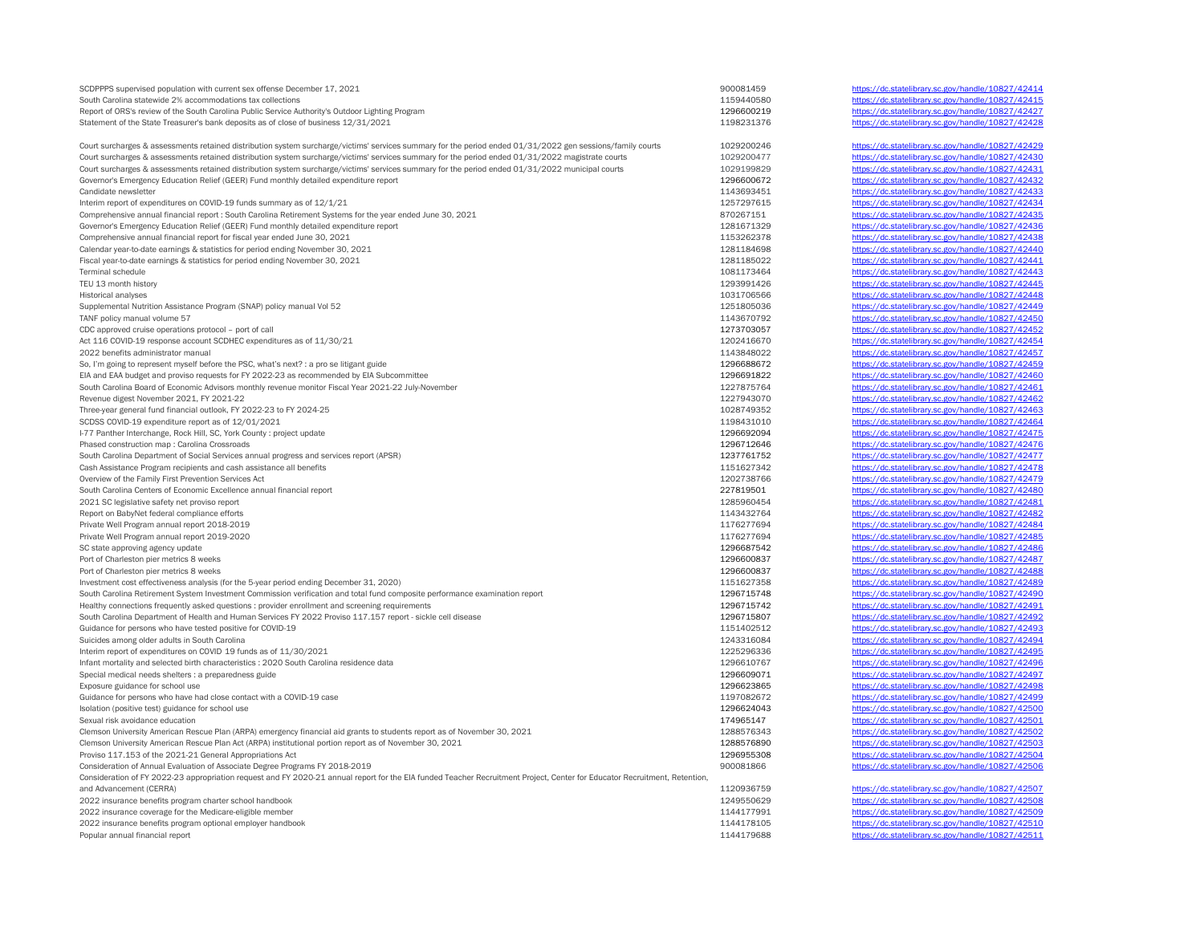| | | |
|---|---|---|
| SCDPPPS supervised population with current sex offense December 17, 2021 | 900081459 | https://dc.statelibrary.sc.gov/handle/10827/42414 |
| South Carolina statewide 2% accommodations tax collections | 1159440580 | https://dc.statelibrary.sc.gov/handle/10827/42415 |
| Report of ORS's review of the South Carolina Public Service Authority's Outdoor Lighting Program | 1296600219 | https://dc.statelibrary.sc.gov/handle/10827/42427 |
| Statement of the State Treasurer's bank deposits as of close of business 12/31/2021 | 1198231376 | https://dc.statelibrary.sc.gov/handle/10827/42428 |
| Court surcharges & assessments retained distribution system surcharge/victims' services summary for the period ended 01/31/2022 gen sessions/family courts | 1029200246 | https://dc.statelibrary.sc.gov/handle/10827/42429 |
| Court surcharges & assessments retained distribution system surcharge/victims' services summary for the period ended 01/31/2022 magistrate courts | 1029200477 | https://dc.statelibrary.sc.gov/handle/10827/42430 |
| Court surcharges & assessments retained distribution system surcharge/victims' services summary for the period ended 01/31/2022 municipal courts | 1029199829 | https://dc.statelibrary.sc.gov/handle/10827/42431 |
| Governor's Emergency Education Relief (GEER) Fund monthly detailed expenditure report | 1296600672 | https://dc.statelibrary.sc.gov/handle/10827/42432 |
| Candidate newsletter | 1143693451 | https://dc.statelibrary.sc.gov/handle/10827/42433 |
| Interim report of expenditures on COVID-19 funds summary as of 12/1/21 | 1257297615 | https://dc.statelibrary.sc.gov/handle/10827/42434 |
| Comprehensive annual financial report : South Carolina Retirement Systems for the year ended June 30, 2021 | 870267151 | https://dc.statelibrary.sc.gov/handle/10827/42435 |
| Governor's Emergency Education Relief (GEER) Fund monthly detailed expenditure report | 1281671329 | https://dc.statelibrary.sc.gov/handle/10827/42436 |
| Comprehensive annual financial report for fiscal year ended June 30, 2021 | 1153262378 | https://dc.statelibrary.sc.gov/handle/10827/42438 |
| Calendar year-to-date earnings & statistics for period ending November 30, 2021 | 1281184698 | https://dc.statelibrary.sc.gov/handle/10827/42440 |
| Fiscal year-to-date earnings & statistics for period ending November 30, 2021 | 1281185022 | https://dc.statelibrary.sc.gov/handle/10827/42441 |
| Terminal schedule | 1081173464 | https://dc.statelibrary.sc.gov/handle/10827/42443 |
| TEU 13 month history | 1293991426 | https://dc.statelibrary.sc.gov/handle/10827/42445 |
| Historical analyses | 1031706566 | https://dc.statelibrary.sc.gov/handle/10827/42448 |
| Supplemental Nutrition Assistance Program (SNAP) policy manual Vol 52 | 1251805036 | https://dc.statelibrary.sc.gov/handle/10827/42449 |
| TANF policy manual volume 57 | 1143670792 | https://dc.statelibrary.sc.gov/handle/10827/42450 |
| CDC approved cruise operations protocol – port of call | 1273703057 | https://dc.statelibrary.sc.gov/handle/10827/42452 |
| Act 116 COVID-19 response account SCDHEC expenditures as of 11/30/21 | 1202416670 | https://dc.statelibrary.sc.gov/handle/10827/42454 |
| 2022 benefits administrator manual | 1143848022 | https://dc.statelibrary.sc.gov/handle/10827/42457 |
| So, I'm going to represent myself before the PSC, what's next? : a pro se litigant guide | 1296688672 | https://dc.statelibrary.sc.gov/handle/10827/42459 |
| EIA and EAA budget and proviso requests for FY 2022-23 as recommended by EIA Subcommittee | 1296691822 | https://dc.statelibrary.sc.gov/handle/10827/42460 |
| South Carolina Board of Economic Advisors monthly revenue monitor Fiscal Year 2021-22 July-November | 1227875764 | https://dc.statelibrary.sc.gov/handle/10827/42461 |
| Revenue digest November 2021, FY 2021-22 | 1227943070 | https://dc.statelibrary.sc.gov/handle/10827/42462 |
| Three-year general fund financial outlook, FY 2022-23 to FY 2024-25 | 1028749352 | https://dc.statelibrary.sc.gov/handle/10827/42463 |
| SCDSS COVID-19 expenditure report as of 12/01/2021 | 1198431010 | https://dc.statelibrary.sc.gov/handle/10827/42464 |
| I-77 Panther Interchange, Rock Hill, SC, York County : project update | 1296692094 | https://dc.statelibrary.sc.gov/handle/10827/42475 |
| Phased construction map : Carolina Crossroads | 1296712646 | https://dc.statelibrary.sc.gov/handle/10827/42476 |
| South Carolina Department of Social Services annual progress and services report (APSR) | 1237761752 | https://dc.statelibrary.sc.gov/handle/10827/42477 |
| Cash Assistance Program recipients and cash assistance all benefits | 1151627342 | https://dc.statelibrary.sc.gov/handle/10827/42478 |
| Overview of the Family First Prevention Services Act | 1202738766 | https://dc.statelibrary.sc.gov/handle/10827/42479 |
| South Carolina Centers of Economic Excellence annual financial report | 227819501 | https://dc.statelibrary.sc.gov/handle/10827/42480 |
| 2021 SC legislative safety net proviso report | 1285960454 | https://dc.statelibrary.sc.gov/handle/10827/42481 |
| Report on BabyNet federal compliance efforts | 1143432764 | https://dc.statelibrary.sc.gov/handle/10827/42482 |
| Private Well Program annual report 2018-2019 | 1176277694 | https://dc.statelibrary.sc.gov/handle/10827/42484 |
| Private Well Program annual report 2019-2020 | 1176277694 | https://dc.statelibrary.sc.gov/handle/10827/42485 |
| SC state approving agency update | 1296687542 | https://dc.statelibrary.sc.gov/handle/10827/42486 |
| Port of Charleston pier metrics 8 weeks | 1296600837 | https://dc.statelibrary.sc.gov/handle/10827/42487 |
| Port of Charleston pier metrics 8 weeks | 1296600837 | https://dc.statelibrary.sc.gov/handle/10827/42488 |
| Investment cost effectiveness analysis (for the 5-year period ending December 31, 2020) | 1151627358 | https://dc.statelibrary.sc.gov/handle/10827/42489 |
| South Carolina Retirement System Investment Commission verification and total fund composite performance examination report | 1296715748 | https://dc.statelibrary.sc.gov/handle/10827/42490 |
| Healthy connections frequently asked questions : provider enrollment and screening requirements | 1296715742 | https://dc.statelibrary.sc.gov/handle/10827/42491 |
| South Carolina Department of Health and Human Services FY 2022 Proviso 117.157 report - sickle cell disease | 1296715807 | https://dc.statelibrary.sc.gov/handle/10827/42492 |
| Guidance for persons who have tested positive for COVID-19 | 1151402512 | https://dc.statelibrary.sc.gov/handle/10827/42493 |
| Suicides among older adults in South Carolina | 1243316084 | https://dc.statelibrary.sc.gov/handle/10827/42494 |
| Interim report of expenditures on COVID 19 funds as of 11/30/2021 | 1225296336 | https://dc.statelibrary.sc.gov/handle/10827/42495 |
| Infant mortality and selected birth characteristics : 2020 South Carolina residence data | 1296610767 | https://dc.statelibrary.sc.gov/handle/10827/42496 |
| Special medical needs shelters : a preparedness guide | 1296609071 | https://dc.statelibrary.sc.gov/handle/10827/42497 |
| Exposure guidance for school use | 1296623865 | https://dc.statelibrary.sc.gov/handle/10827/42498 |
| Guidance for persons who have had close contact with a COVID-19 case | 1197082672 | https://dc.statelibrary.sc.gov/handle/10827/42499 |
| Isolation (positive test) guidance for school use | 1296624043 | https://dc.statelibrary.sc.gov/handle/10827/42500 |
| Sexual risk avoidance education | 174965147 | https://dc.statelibrary.sc.gov/handle/10827/42501 |
| Clemson University American Rescue Plan (ARPA) emergency financial aid grants to students report as of November 30, 2021 | 1288576343 | https://dc.statelibrary.sc.gov/handle/10827/42502 |
| Clemson University American Rescue Plan Act (ARPA) institutional portion report as of November 30, 2021 | 1288576890 | https://dc.statelibrary.sc.gov/handle/10827/42503 |
| Proviso 117.153 of the 2021-21 General Appropriations Act | 1296955308 | https://dc.statelibrary.sc.gov/handle/10827/42504 |
| Consideration of Annual Evaluation of Associate Degree Programs FY 2018-2019 | 900081866 | https://dc.statelibrary.sc.gov/handle/10827/42506 |
| Consideration of FY 2022-23 appropriation request and FY 2020-21 annual report for the EIA funded Teacher Recruitment Project, Center for Educator Recruitment, Retention, and Advancement (CERRA) | 1120936759 | https://dc.statelibrary.sc.gov/handle/10827/42507 |
| 2022 insurance benefits program charter school handbook | 1249550629 | https://dc.statelibrary.sc.gov/handle/10827/42508 |
| 2022 insurance coverage for the Medicare-eligible member | 1144177991 | https://dc.statelibrary.sc.gov/handle/10827/42509 |
| 2022 insurance benefits program optional employer handbook | 1144178105 | https://dc.statelibrary.sc.gov/handle/10827/42510 |
| Popular annual financial report | 1144179688 | https://dc.statelibrary.sc.gov/handle/10827/42511 |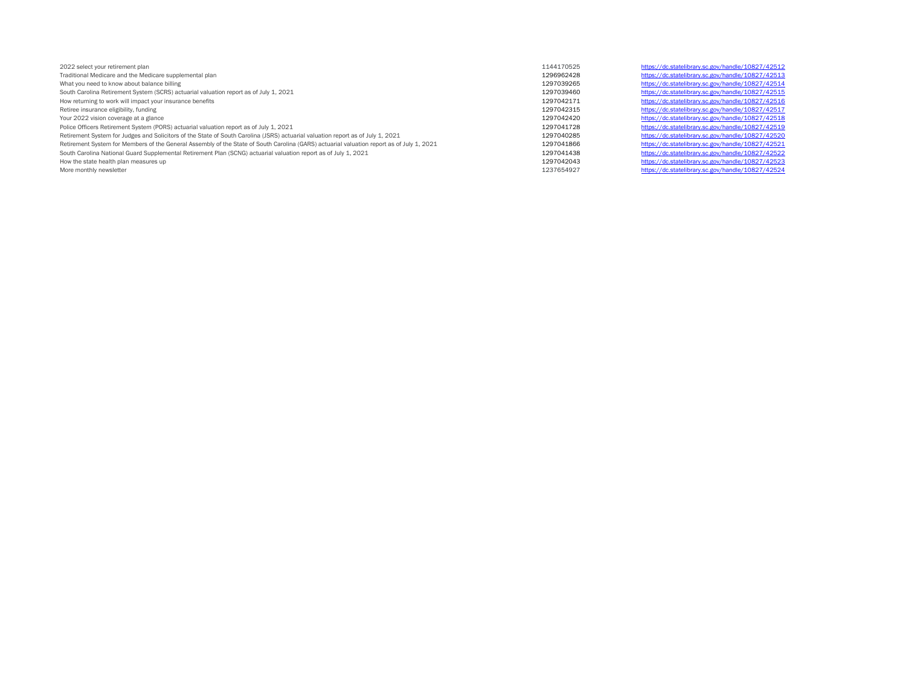| | | |
|---|---|---|
| 2022 select your retirement plan | 1144170525 | https://dc.statelibrary.sc.gov/handle/10827/42512 |
| Traditional Medicare and the Medicare supplemental plan | 1296962428 | https://dc.statelibrary.sc.gov/handle/10827/42513 |
| What you need to know about balance billing | 1297039265 | https://dc.statelibrary.sc.gov/handle/10827/42514 |
| South Carolina Retirement System (SCRS) actuarial valuation report as of July 1, 2021 | 1297039460 | https://dc.statelibrary.sc.gov/handle/10827/42515 |
| How returning to work will impact your insurance benefits | 1297042171 | https://dc.statelibrary.sc.gov/handle/10827/42516 |
| Retiree insurance eligibility, funding | 1297042315 | https://dc.statelibrary.sc.gov/handle/10827/42517 |
| Your 2022 vision coverage at a glance | 1297042420 | https://dc.statelibrary.sc.gov/handle/10827/42518 |
| Police Officers Retirement System (PORS) actuarial valuation report as of July 1, 2021 | 1297041728 | https://dc.statelibrary.sc.gov/handle/10827/42519 |
| Retirement System for Judges and Solicitors of the State of South Carolina (JSRS) actuarial valuation report as of July 1, 2021 | 1297040285 | https://dc.statelibrary.sc.gov/handle/10827/42520 |
| Retirement System for Members of the General Assembly of the State of South Carolina (GARS) actuarial valuation report as of July 1, 2021 | 1297041866 | https://dc.statelibrary.sc.gov/handle/10827/42521 |
| South Carolina National Guard Supplemental Retirement Plan (SCNG) actuarial valuation report as of July 1, 2021 | 1297041438 | https://dc.statelibrary.sc.gov/handle/10827/42522 |
| How the state health plan measures up | 1297042043 | https://dc.statelibrary.sc.gov/handle/10827/42523 |
| More monthly newsletter | 1237654927 | https://dc.statelibrary.sc.gov/handle/10827/42524 |